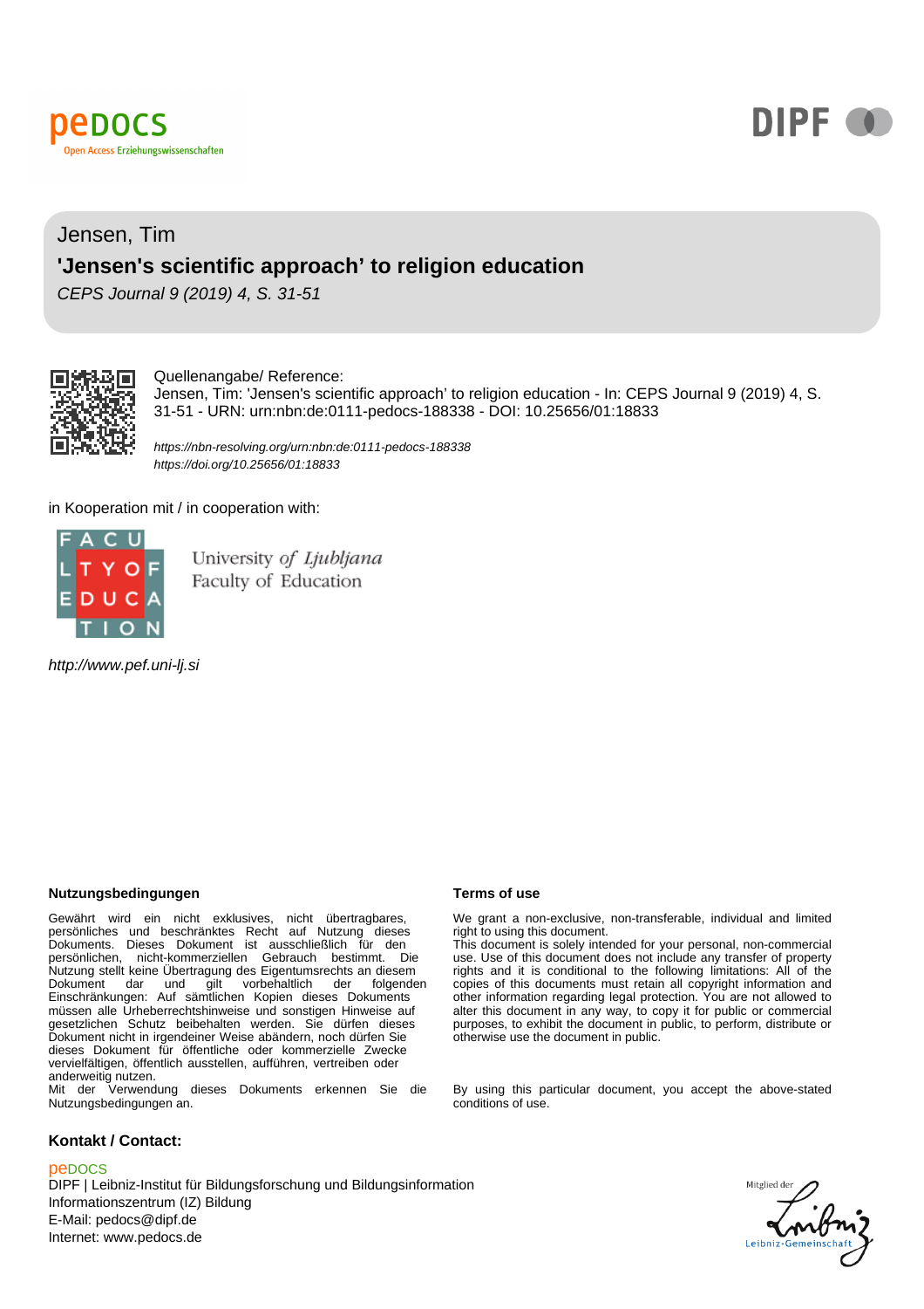pedocs
Open Access Erziehungswissenschaften

DIPF

Jensen, Tim

## 'Jensen's scientific approach' to religion education

*CEPS Journal 9 (2019) 4, S. 31-51*

Quellenangabe/ Reference:
Jensen, Tim: 'Jensen's scientific approach' to religion education - In: CEPS Journal 9 (2019) 4, S. 31-51 - URN: urn:nbn:de:0111-pedocs-188338 - DOI: 10.25656/01:18833

*https://nbn-resolving.org/urn:nbn:de:0111-pedocs-188338*
*https://doi.org/10.25656/01:18833*

in Kooperation mit / in cooperation with:

FACULTY OF EDUCATION

University *of Ljubljana*
Faculty of Education

*http://www.pef.uni-lj.si*

**Nutzungsbedingungen**

Gewährt wird ein nicht exklusives, nicht übertragbares, persönliches und beschränktes Recht auf Nutzung dieses Dokuments. Dieses Dokument ist ausschließlich für den persönlichen, nicht-kommerziellen Gebrauch bestimmt. Die Nutzung stellt keine Übertragung des Eigentumsrechts an diesem Dokument dar und gilt vorbehaltlich der folgenden Einschränkungen: Auf sämtlichen Kopien dieses Dokuments müssen alle Urheberrechtshinweise und sonstigen Hinweise auf gesetzlichen Schutz beibehalten werden. Sie dürfen dieses Dokument nicht in irgendeiner Weise abändern, noch dürfen Sie dieses Dokument für öffentliche oder kommerzielle Zwecke vervielfältigen, öffentlich ausstellen, aufführen, vertreiben oder anderweitig nutzen.
Mit der Verwendung dieses Dokuments erkennen Sie die Nutzungsbedingungen an.

**Terms of use**

We grant a non-exclusive, non-transferable, individual and limited right to using this document.
This document is solely intended for your personal, non-commercial use. Use of this document does not include any transfer of property rights and it is conditional to the following limitations: All of the copies of this documents must retain all copyright information and other information regarding legal protection. You are not allowed to alter this document in any way, to copy it for public or commercial purposes, to exhibit the document in public, to perform, distribute or otherwise use the document in public.

By using this particular document, you accept the above-stated conditions of use.

**Kontakt / Contact:**

pedocs
DIPF | Leibniz-Institut für Bildungsforschung und Bildungsinformation
Informationszentrum (IZ) Bildung
E-Mail: pedocs@dipf.de
Internet: www.pedocs.de

Mitglied der Leibniz-Gemeinschaft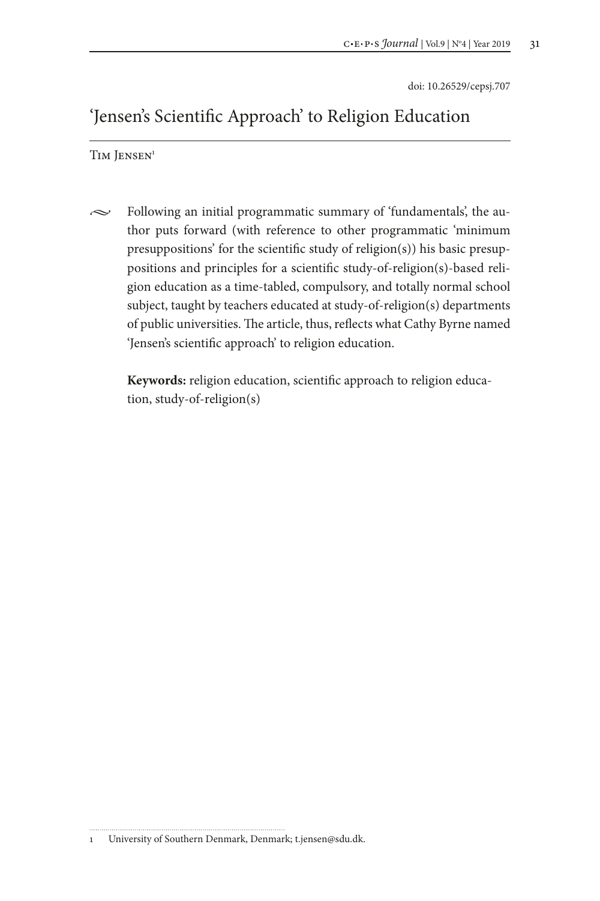doi: 10.26529/cepsj.707

# 'Jensen's Scientific Approach' to Religion Education

Tim Jensen[1]

Following an initial programmatic summary of 'fundamentals', the author puts forward (with reference to other programmatic 'minimum presuppositions' for the scientific study of religion(s)) his basic presuppositions and principles for a scientific study-of-religion(s)-based religion education as a time-tabled, compulsory, and totally normal school subject, taught by teachers educated at study-of-religion(s) departments of public universities. The article, thus, reflects what Cathy Byrne named 'Jensen's scientific approach' to religion education.

**Keywords:** religion education, scientific approach to religion education, study-of-religion(s)

---

1 University of Southern Denmark, Denmark; t.jensen@sdu.dk.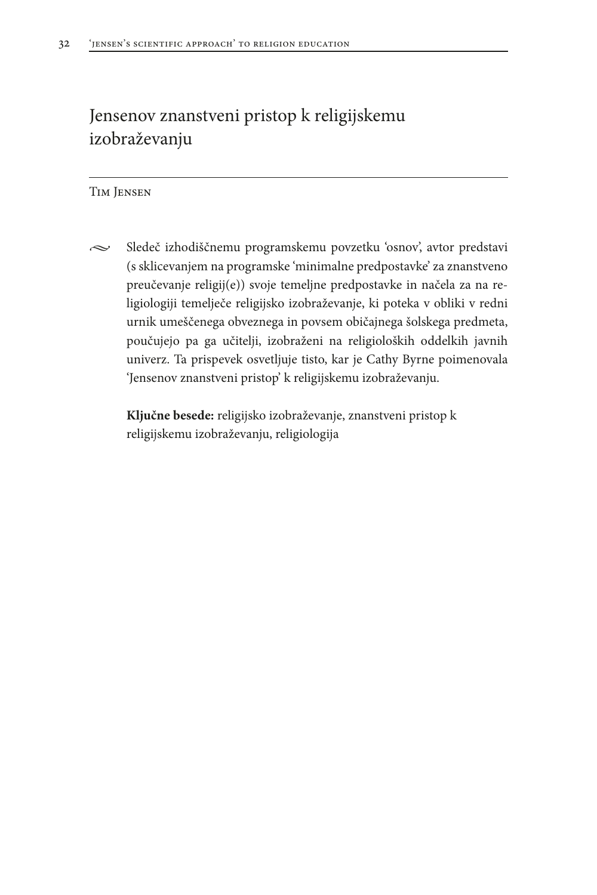# Jensenov znanstveni pristop k religijskemu izobraževanju

Tim Jensen

Sledeč izhodiščnemu programskemu povzetku 'osnov', avtor predstavi (s sklicevanjem na programske 'minimalne predpostavke' za znanstveno preučevanje religij(e)) svoje temeljne predpostavke in načela za na religiologiji temelječe religijsko izobraževanje, ki poteka v obliki v redni urnik umeščenega obveznega in povsem običajnega šolskega predmeta, poučujejo pa ga učitelji, izobraženi na religioloških oddelkih javnih univerz. Ta prispevek osvetljuje tisto, kar je Cathy Byrne poimenovala 'Jensenov znanstveni pristop' k religijskemu izobraževanju.

**Ključne besede:** religijsko izobraževanje, znanstveni pristop k religijskemu izobraževanju, religiologija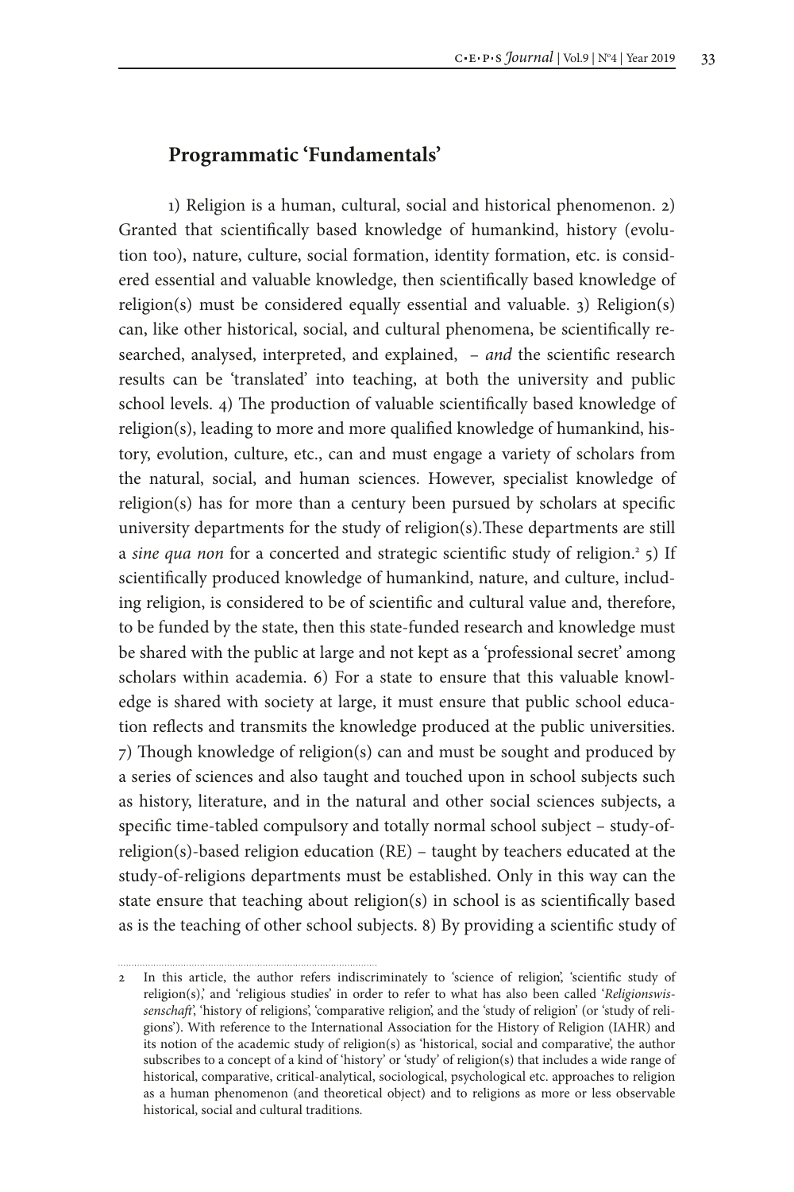## Programmatic 'Fundamentals'

1) Religion is a human, cultural, social and historical phenomenon. 2) Granted that scientifically based knowledge of humankind, history (evolution too), nature, culture, social formation, identity formation, etc. is considered essential and valuable knowledge, then scientifically based knowledge of religion(s) must be considered equally essential and valuable. 3) Religion(s) can, like other historical, social, and cultural phenomena, be scientifically researched, analysed, interpreted, and explained, – *and* the scientific research results can be 'translated' into teaching, at both the university and public school levels. 4) The production of valuable scientifically based knowledge of religion(s), leading to more and more qualified knowledge of humankind, history, evolution, culture, etc., can and must engage a variety of scholars from the natural, social, and human sciences. However, specialist knowledge of religion(s) has for more than a century been pursued by scholars at specific university departments for the study of religion(s).These departments are still a *sine qua non* for a concerted and strategic scientific study of religion.[2] 5) If scientifically produced knowledge of humankind, nature, and culture, including religion, is considered to be of scientific and cultural value and, therefore, to be funded by the state, then this state-funded research and knowledge must be shared with the public at large and not kept as a 'professional secret' among scholars within academia. 6) For a state to ensure that this valuable knowledge is shared with society at large, it must ensure that public school education reflects and transmits the knowledge produced at the public universities. 7) Though knowledge of religion(s) can and must be sought and produced by a series of sciences and also taught and touched upon in school subjects such as history, literature, and in the natural and other social sciences subjects, a specific time-tabled compulsory and totally normal school subject – study-of-religion(s)-based religion education (RE) – taught by teachers educated at the study-of-religions departments must be established. Only in this way can the state ensure that teaching about religion(s) in school is as scientifically based as is the teaching of other school subjects. 8) By providing a scientific study of

---

2 In this article, the author refers indiscriminately to 'science of religion', 'scientific study of religion(s),' and 'religious studies' in order to refer to what has also been called '*Religionswissenschaft*', 'history of religions', 'comparative religion', and the 'study of religion' (or 'study of religions'). With reference to the International Association for the History of Religion (IAHR) and its notion of the academic study of religion(s) as 'historical, social and comparative', the author subscribes to a concept of a kind of 'history' or 'study' of religion(s) that includes a wide range of historical, comparative, critical-analytical, sociological, psychological etc. approaches to religion as a human phenomenon (and theoretical object) and to religions as more or less observable historical, social and cultural traditions.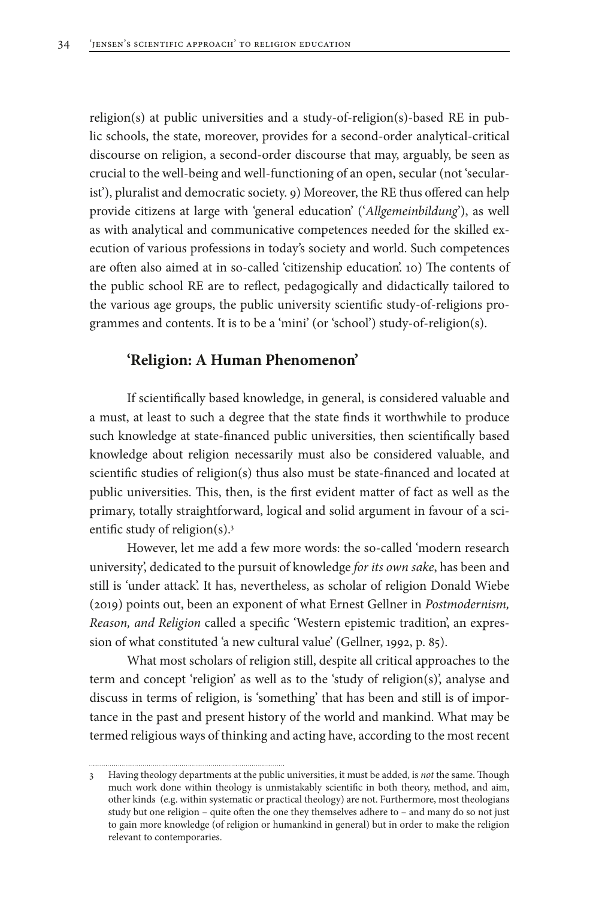religion(s) at public universities and a study-of-religion(s)-based RE in public schools, the state, moreover, provides for a second-order analytical-critical discourse on religion, a second-order discourse that may, arguably, be seen as crucial to the well-being and well-functioning of an open, secular (not 'secularist'), pluralist and democratic society. 9) Moreover, the RE thus offered can help provide citizens at large with 'general education' ('*Allgemeinbildung*'), as well as with analytical and communicative competences needed for the skilled execution of various professions in today's society and world. Such competences are often also aimed at in so-called 'citizenship education'. 10) The contents of the public school RE are to reflect, pedagogically and didactically tailored to the various age groups, the public university scientific study-of-religions programmes and contents. It is to be a 'mini' (or 'school') study-of-religion(s).

## 'Religion: A Human Phenomenon'

If scientifically based knowledge, in general, is considered valuable and a must, at least to such a degree that the state finds it worthwhile to produce such knowledge at state-financed public universities, then scientifically based knowledge about religion necessarily must also be considered valuable, and scientific studies of religion(s) thus also must be state-financed and located at public universities. This, then, is the first evident matter of fact as well as the primary, totally straightforward, logical and solid argument in favour of a scientific study of religion(s).[3]

However, let me add a few more words: the so-called 'modern research university', dedicated to the pursuit of knowledge *for its own sake*, has been and still is 'under attack'. It has, nevertheless, as scholar of religion Donald Wiebe (2019) points out, been an exponent of what Ernest Gellner in *Postmodernism, Reason, and Religion* called a specific 'Western epistemic tradition', an expression of what constituted 'a new cultural value' (Gellner, 1992, p. 85).

What most scholars of religion still, despite all critical approaches to the term and concept 'religion' as well as to the 'study of religion(s)', analyse and discuss in terms of religion, is 'something' that has been and still is of importance in the past and present history of the world and mankind. What may be termed religious ways of thinking and acting have, according to the most recent

---

3 Having theology departments at the public universities, it must be added, is *not* the same. Though much work done within theology is unmistakably scientific in both theory, method, and aim, other kinds (e.g. within systematic or practical theology) are not. Furthermore, most theologians study but one religion – quite often the one they themselves adhere to – and many do so not just to gain more knowledge (of religion or humankind in general) but in order to make the religion relevant to contemporaries.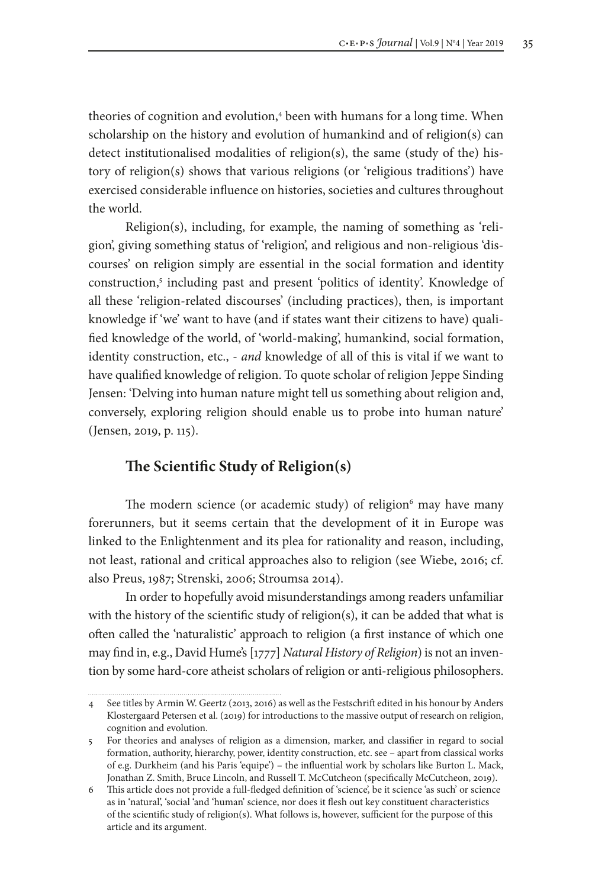theories of cognition and evolution,[4] been with humans for a long time. When scholarship on the history and evolution of humankind and of religion(s) can detect institutionalised modalities of religion(s), the same (study of the) history of religion(s) shows that various religions (or 'religious traditions') have exercised considerable influence on histories, societies and cultures throughout the world.

Religion(s), including, for example, the naming of something as 'religion', giving something status of 'religion', and religious and non-religious 'discourses' on religion simply are essential in the social formation and identity construction,[5] including past and present 'politics of identity'. Knowledge of all these 'religion-related discourses' (including practices), then, is important knowledge if 'we' want to have (and if states want their citizens to have) qualified knowledge of the world, of 'world-making', humankind, social formation, identity construction, etc., - *and* knowledge of all of this is vital if we want to have qualified knowledge of religion. To quote scholar of religion Jeppe Sinding Jensen: 'Delving into human nature might tell us something about religion and, conversely, exploring religion should enable us to probe into human nature' (Jensen, 2019, p. 115).

## The Scientific Study of Religion(s)

The modern science (or academic study) of religion[6] may have many forerunners, but it seems certain that the development of it in Europe was linked to the Enlightenment and its plea for rationality and reason, including, not least, rational and critical approaches also to religion (see Wiebe, 2016; cf. also Preus, 1987; Strenski, 2006; Stroumsa 2014).

In order to hopefully avoid misunderstandings among readers unfamiliar with the history of the scientific study of religion(s), it can be added that what is often called the 'naturalistic' approach to religion (a first instance of which one may find in, e.g., David Hume's [1777] *Natural History of Religion*) is not an invention by some hard-core atheist scholars of religion or anti-religious philosophers.

---

4 See titles by Armin W. Geertz (2013, 2016) as well as the Festschrift edited in his honour by Anders Klostergaard Petersen et al. (2019) for introductions to the massive output of research on religion, cognition and evolution.

5 For theories and analyses of religion as a dimension, marker, and classifier in regard to social formation, authority, hierarchy, power, identity construction, etc. see – apart from classical works of e.g. Durkheim (and his Paris 'equipe') – the influential work by scholars like Burton L. Mack, Jonathan Z. Smith, Bruce Lincoln, and Russell T. McCutcheon (specifically McCutcheon, 2019).

6 This article does not provide a full-fledged definition of 'science', be it science 'as such' or science as in 'natural', 'social 'and 'human' science, nor does it flesh out key constituent characteristics of the scientific study of religion(s). What follows is, however, sufficient for the purpose of this article and its argument.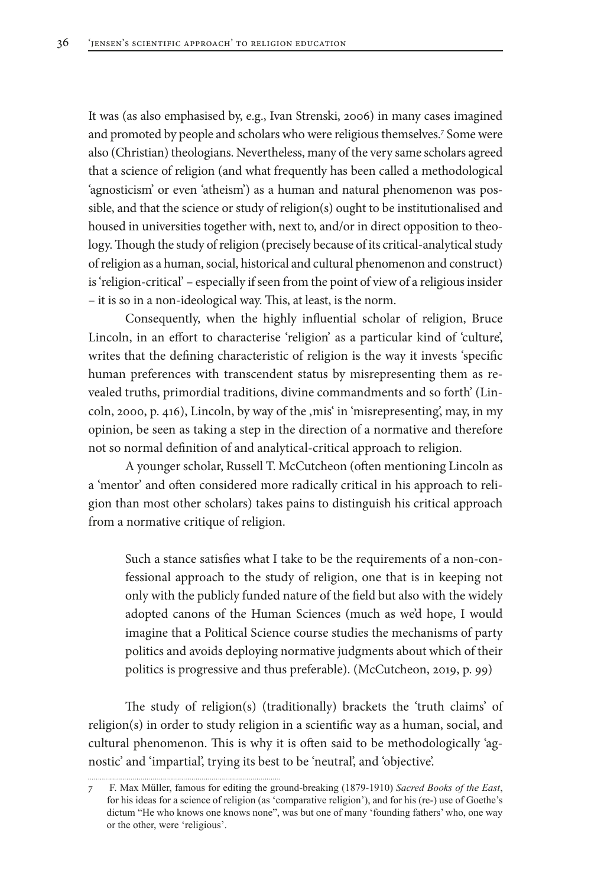It was (as also emphasised by, e.g., Ivan Strenski, 2006) in many cases imagined and promoted by people and scholars who were religious themselves.[7] Some were also (Christian) theologians. Nevertheless, many of the very same scholars agreed that a science of religion (and what frequently has been called a methodological 'agnosticism' or even 'atheism') as a human and natural phenomenon was possible, and that the science or study of religion(s) ought to be institutionalised and housed in universities together with, next to, and/or in direct opposition to theology. Though the study of religion (precisely because of its critical-analytical study of religion as a human, social, historical and cultural phenomenon and construct) is 'religion-critical' – especially if seen from the point of view of a religious insider – it is so in a non-ideological way. This, at least, is the norm.

Consequently, when the highly influential scholar of religion, Bruce Lincoln, in an effort to characterise 'religion' as a particular kind of 'culture', writes that the defining characteristic of religion is the way it invests 'specific human preferences with transcendent status by misrepresenting them as revealed truths, primordial traditions, divine commandments and so forth' (Lincoln, 2000, p. 416), Lincoln, by way of the ‚mis' in 'misrepresenting', may, in my opinion, be seen as taking a step in the direction of a normative and therefore not so normal definition of and analytical-critical approach to religion.

A younger scholar, Russell T. McCutcheon (often mentioning Lincoln as a 'mentor' and often considered more radically critical in his approach to religion than most other scholars) takes pains to distinguish his critical approach from a normative critique of religion.

> Such a stance satisfies what I take to be the requirements of a non-confessional approach to the study of religion, one that is in keeping not only with the publicly funded nature of the field but also with the widely adopted canons of the Human Sciences (much as we'd hope, I would imagine that a Political Science course studies the mechanisms of party politics and avoids deploying normative judgments about which of their politics is progressive and thus preferable). (McCutcheon, 2019, p. 99)

The study of religion(s) (traditionally) brackets the 'truth claims' of religion(s) in order to study religion in a scientific way as a human, social, and cultural phenomenon. This is why it is often said to be methodologically 'agnostic' and 'impartial', trying its best to be 'neutral', and 'objective'.

---

[7] F. Max Müller, famous for editing the ground-breaking (1879-1910) *Sacred Books of the East*, for his ideas for a science of religion (as 'comparative religion'), and for his (re-) use of Goethe's dictum "He who knows one knows none", was but one of many 'founding fathers' who, one way or the other, were 'religious'.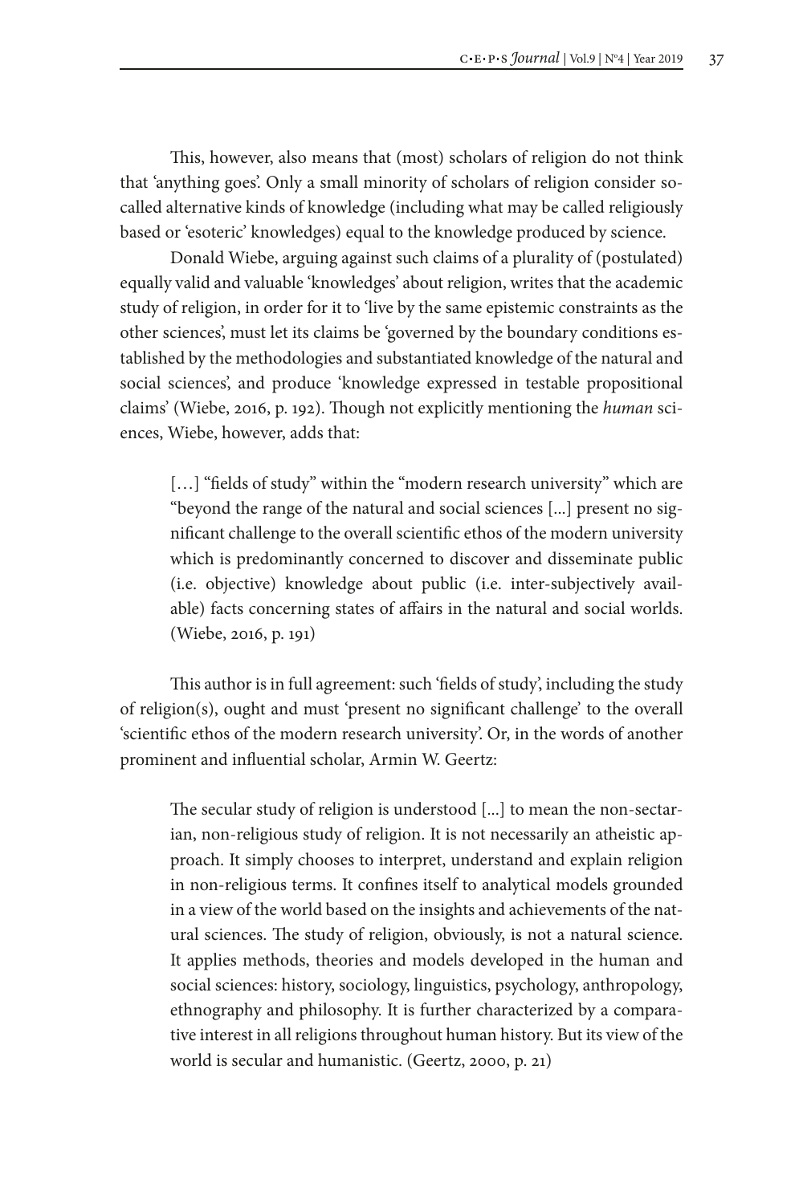This, however, also means that (most) scholars of religion do not think that 'anything goes'. Only a small minority of scholars of religion consider so-called alternative kinds of knowledge (including what may be called religiously based or 'esoteric' knowledges) equal to the knowledge produced by science.

Donald Wiebe, arguing against such claims of a plurality of (postulated) equally valid and valuable 'knowledges' about religion, writes that the academic study of religion, in order for it to 'live by the same epistemic constraints as the other sciences', must let its claims be 'governed by the boundary conditions established by the methodologies and substantiated knowledge of the natural and social sciences', and produce 'knowledge expressed in testable propositional claims' (Wiebe, 2016, p. 192). Though not explicitly mentioning the *human* sciences, Wiebe, however, adds that:

> […] "fields of study" within the "modern research university" which are "beyond the range of the natural and social sciences [...] present no significant challenge to the overall scientific ethos of the modern university which is predominantly concerned to discover and disseminate public (i.e. objective) knowledge about public (i.e. inter-subjectively available) facts concerning states of affairs in the natural and social worlds. (Wiebe, 2016, p. 191)

This author is in full agreement: such 'fields of study', including the study of religion(s), ought and must 'present no significant challenge' to the overall 'scientific ethos of the modern research university'. Or, in the words of another prominent and influential scholar, Armin W. Geertz:

> The secular study of religion is understood [...] to mean the non-sectarian, non-religious study of religion. It is not necessarily an atheistic approach. It simply chooses to interpret, understand and explain religion in non-religious terms. It confines itself to analytical models grounded in a view of the world based on the insights and achievements of the natural sciences. The study of religion, obviously, is not a natural science. It applies methods, theories and models developed in the human and social sciences: history, sociology, linguistics, psychology, anthropology, ethnography and philosophy. It is further characterized by a comparative interest in all religions throughout human history. But its view of the world is secular and humanistic. (Geertz, 2000, p. 21)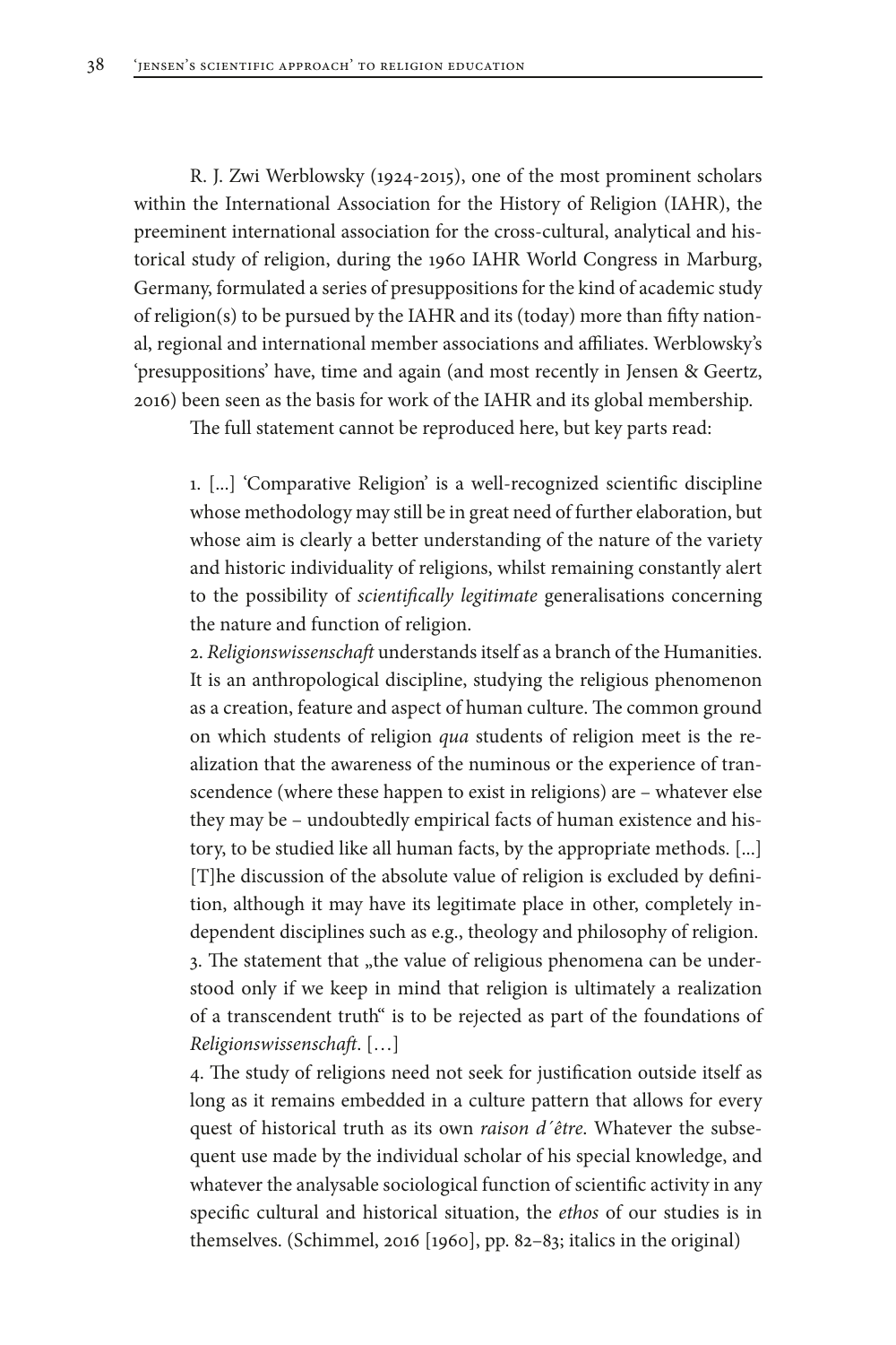R. J. Zwi Werblowsky (1924-2015), one of the most prominent scholars within the International Association for the History of Religion (IAHR), the preeminent international association for the cross-cultural, analytical and historical study of religion, during the 1960 IAHR World Congress in Marburg, Germany, formulated a series of presuppositions for the kind of academic study of religion(s) to be pursued by the IAHR and its (today) more than fifty national, regional and international member associations and affiliates. Werblowsky's 'presuppositions' have, time and again (and most recently in Jensen & Geertz, 2016) been seen as the basis for work of the IAHR and its global membership.

The full statement cannot be reproduced here, but key parts read:

> 1. [...] 'Comparative Religion' is a well-recognized scientific discipline whose methodology may still be in great need of further elaboration, but whose aim is clearly a better understanding of the nature of the variety and historic individuality of religions, whilst remaining constantly alert to the possibility of *scientifically legitimate* generalisations concerning the nature and function of religion.
>
> 2. *Religionswissenschaft* understands itself as a branch of the Humanities. It is an anthropological discipline, studying the religious phenomenon as a creation, feature and aspect of human culture. The common ground on which students of religion *qua* students of religion meet is the realization that the awareness of the numinous or the experience of transcendence (where these happen to exist in religions) are – whatever else they may be – undoubtedly empirical facts of human existence and history, to be studied like all human facts, by the appropriate methods. [...] [T]he discussion of the absolute value of religion is excluded by definition, although it may have its legitimate place in other, completely independent disciplines such as e.g., theology and philosophy of religion.
>
> 3. The statement that „the value of religious phenomena can be understood only if we keep in mind that religion is ultimately a realization of a transcendent truth" is to be rejected as part of the foundations of *Religionswissenschaft*. […]
>
> 4. The study of religions need not seek for justification outside itself as long as it remains embedded in a culture pattern that allows for every quest of historical truth as its own *raison d´être*. Whatever the subsequent use made by the individual scholar of his special knowledge, and whatever the analysable sociological function of scientific activity in any specific cultural and historical situation, the *ethos* of our studies is in themselves. (Schimmel, 2016 [1960], pp. 82–83; italics in the original)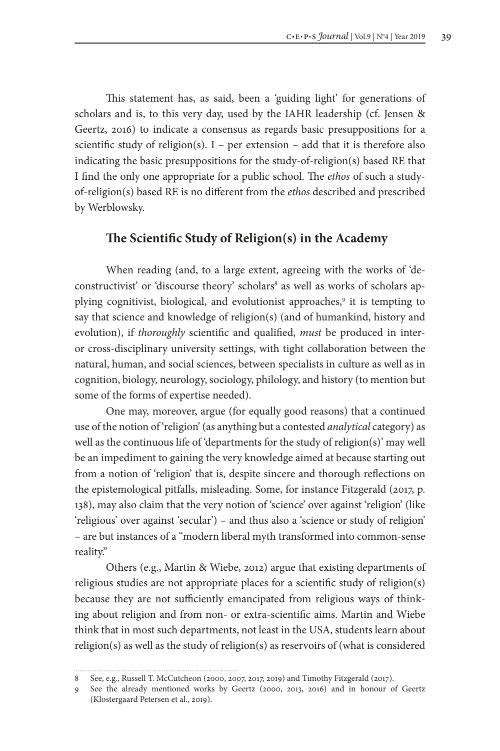This statement has, as said, been a 'guiding light' for generations of scholars and is, to this very day, used by the IAHR leadership (cf. Jensen & Geertz, 2016) to indicate a consensus as regards basic presuppositions for a scientific study of religion(s). I – per extension – add that it is therefore also indicating the basic presuppositions for the study-of-religion(s) based RE that I find the only one appropriate for a public school. The *ethos* of such a study-of-religion(s) based RE is no different from the *ethos* described and prescribed by Werblowsky.

## The Scientific Study of Religion(s) in the Academy

When reading (and, to a large extent, agreeing with the works of 'deconstructivist' or 'discourse theory' scholars[8] as well as works of scholars applying cognitivist, biological, and evolutionist approaches,[9] it is tempting to say that science and knowledge of religion(s) (and of humankind, history and evolution), if *thoroughly* scientific and qualified, *must* be produced in inter- or cross-disciplinary university settings, with tight collaboration between the natural, human, and social sciences, between specialists in culture as well as in cognition, biology, neurology, sociology, philology, and history (to mention but some of the forms of expertise needed).

One may, moreover, argue (for equally good reasons) that a continued use of the notion of 'religion' (as anything but a contested *analytical* category) as well as the continuous life of 'departments for the study of religion(s)' may well be an impediment to gaining the very knowledge aimed at because starting out from a notion of 'religion' that is, despite sincere and thorough reflections on the epistemological pitfalls, misleading. Some, for instance Fitzgerald (2017, p. 138), may also claim that the very notion of 'science' over against 'religion' (like 'religious' over against 'secular') – and thus also a 'science or study of religion' – are but instances of a "modern liberal myth transformed into common-sense reality."

Others (e.g., Martin & Wiebe, 2012) argue that existing departments of religious studies are not appropriate places for a scientific study of religion(s) because they are not sufficiently emancipated from religious ways of thinking about religion and from non- or extra-scientific aims. Martin and Wiebe think that in most such departments, not least in the USA, students learn about religion(s) as well as the study of religion(s) as reservoirs of (what is considered

---

8 See, e.g., Russell T. McCutcheon (2000, 2007, 2017, 2019) and Timothy Fitzgerald (2017).

9 See the already mentioned works by Geertz (2000, 2013, 2016) and in honour of Geertz (Klostergaard Petersen et al., 2019).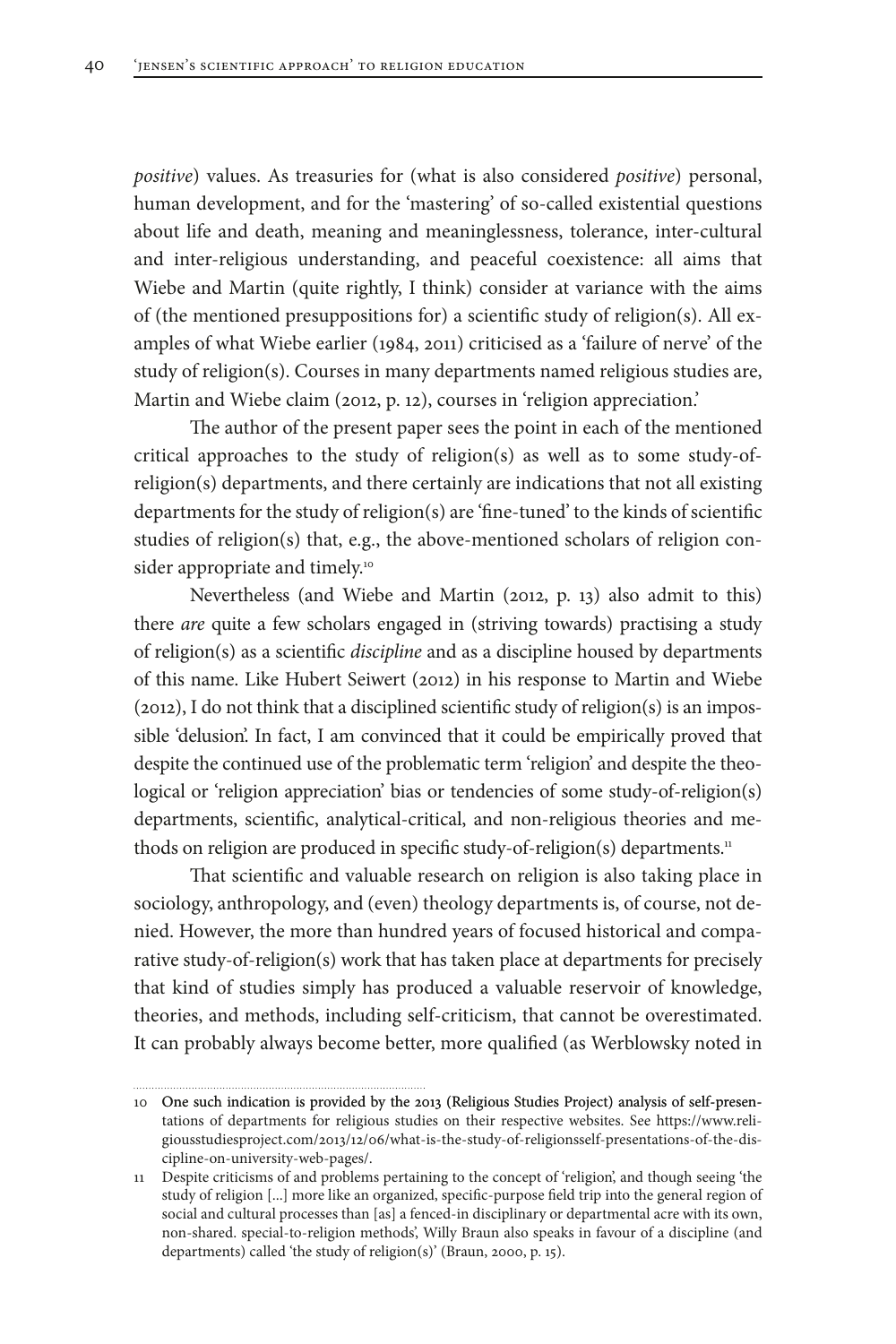*positive*) values. As treasuries for (what is also considered *positive*) personal, human development, and for the 'mastering' of so-called existential questions about life and death, meaning and meaninglessness, tolerance, inter-cultural and inter-religious understanding, and peaceful coexistence: all aims that Wiebe and Martin (quite rightly, I think) consider at variance with the aims of (the mentioned presuppositions for) a scientific study of religion(s). All examples of what Wiebe earlier (1984, 2011) criticised as a 'failure of nerve' of the study of religion(s). Courses in many departments named religious studies are, Martin and Wiebe claim (2012, p. 12), courses in 'religion appreciation.'

The author of the present paper sees the point in each of the mentioned critical approaches to the study of religion(s) as well as to some study-of-religion(s) departments, and there certainly are indications that not all existing departments for the study of religion(s) are 'fine-tuned' to the kinds of scientific studies of religion(s) that, e.g., the above-mentioned scholars of religion consider appropriate and timely.[10]

Nevertheless (and Wiebe and Martin (2012, p. 13) also admit to this) there *are* quite a few scholars engaged in (striving towards) practising a study of religion(s) as a scientific *discipline* and as a discipline housed by departments of this name. Like Hubert Seiwert (2012) in his response to Martin and Wiebe (2012), I do not think that a disciplined scientific study of religion(s) is an impossible 'delusion'. In fact, I am convinced that it could be empirically proved that despite the continued use of the problematic term 'religion' and despite the theological or 'religion appreciation' bias or tendencies of some study-of-religion(s) departments, scientific, analytical-critical, and non-religious theories and methods on religion are produced in specific study-of-religion(s) departments.[11]

That scientific and valuable research on religion is also taking place in sociology, anthropology, and (even) theology departments is, of course, not denied. However, the more than hundred years of focused historical and comparative study-of-religion(s) work that has taken place at departments for precisely that kind of studies simply has produced a valuable reservoir of knowledge, theories, and methods, including self-criticism, that cannot be overestimated. It can probably always become better, more qualified (as Werblowsky noted in

---

10 One such indication is provided by the 2013 (Religious Studies Project) analysis of self-presentations of departments for religious studies on their respective websites. See https://www.religiousstudiesproject.com/2013/12/06/what-is-the-study-of-religionsself-presentations-of-the-discipline-on-university-web-pages/.

11 Despite criticisms of and problems pertaining to the concept of 'religion', and though seeing 'the study of religion [...] more like an organized, specific-purpose field trip into the general region of social and cultural processes than [as] a fenced-in disciplinary or departmental acre with its own, non-shared. special-to-religion methods', Willy Braun also speaks in favour of a discipline (and departments) called 'the study of religion(s)' (Braun, 2000, p. 15).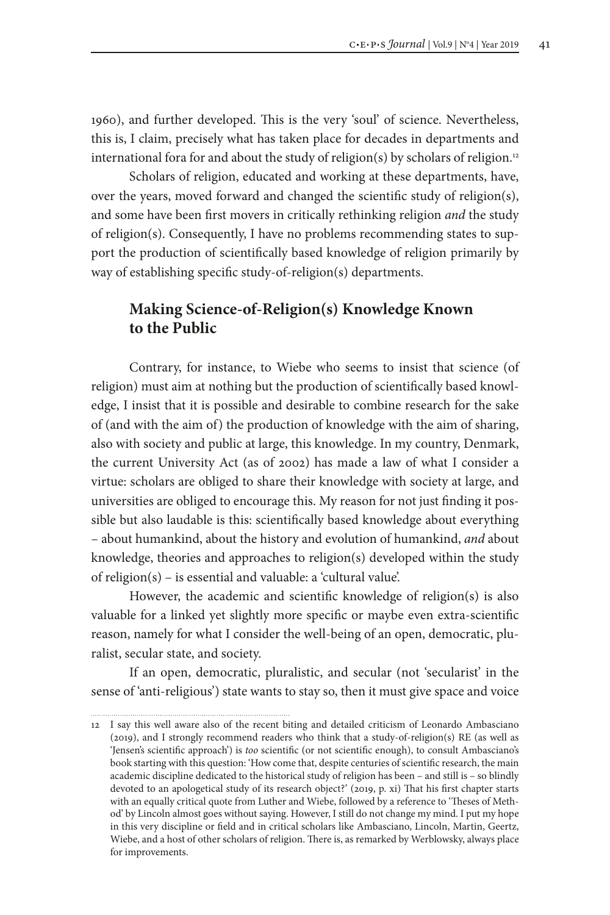1960), and further developed. This is the very 'soul' of science. Nevertheless, this is, I claim, precisely what has taken place for decades in departments and international fora for and about the study of religion(s) by scholars of religion.[12]

Scholars of religion, educated and working at these departments, have, over the years, moved forward and changed the scientific study of religion(s), and some have been first movers in critically rethinking religion *and* the study of religion(s). Consequently, I have no problems recommending states to support the production of scientifically based knowledge of religion primarily by way of establishing specific study-of-religion(s) departments.

## Making Science-of-Religion(s) Knowledge Known to the Public

Contrary, for instance, to Wiebe who seems to insist that science (of religion) must aim at nothing but the production of scientifically based knowledge, I insist that it is possible and desirable to combine research for the sake of (and with the aim of) the production of knowledge with the aim of sharing, also with society and public at large, this knowledge. In my country, Denmark, the current University Act (as of 2002) has made a law of what I consider a virtue: scholars are obliged to share their knowledge with society at large, and universities are obliged to encourage this. My reason for not just finding it possible but also laudable is this: scientifically based knowledge about everything – about humankind, about the history and evolution of humankind, *and* about knowledge, theories and approaches to religion(s) developed within the study of religion(s) – is essential and valuable: a 'cultural value'.

However, the academic and scientific knowledge of religion(s) is also valuable for a linked yet slightly more specific or maybe even extra-scientific reason, namely for what I consider the well-being of an open, democratic, pluralist, secular state, and society.

If an open, democratic, pluralistic, and secular (not 'secularist' in the sense of 'anti-religious') state wants to stay so, then it must give space and voice

---

12 I say this well aware also of the recent biting and detailed criticism of Leonardo Ambasciano (2019), and I strongly recommend readers who think that a study-of-religion(s) RE (as well as 'Jensen's scientific approach') is *too* scientific (or not scientific enough), to consult Ambasciano's book starting with this question: 'How come that, despite centuries of scientific research, the main academic discipline dedicated to the historical study of religion has been – and still is – so blindly devoted to an apologetical study of its research object?' (2019, p. xi) That his first chapter starts with an equally critical quote from Luther and Wiebe, followed by a reference to 'Theses of Method' by Lincoln almost goes without saying. However, I still do not change my mind. I put my hope in this very discipline or field and in critical scholars like Ambasciano, Lincoln, Martin, Geertz, Wiebe, and a host of other scholars of religion. There is, as remarked by Werblowsky, always place for improvements.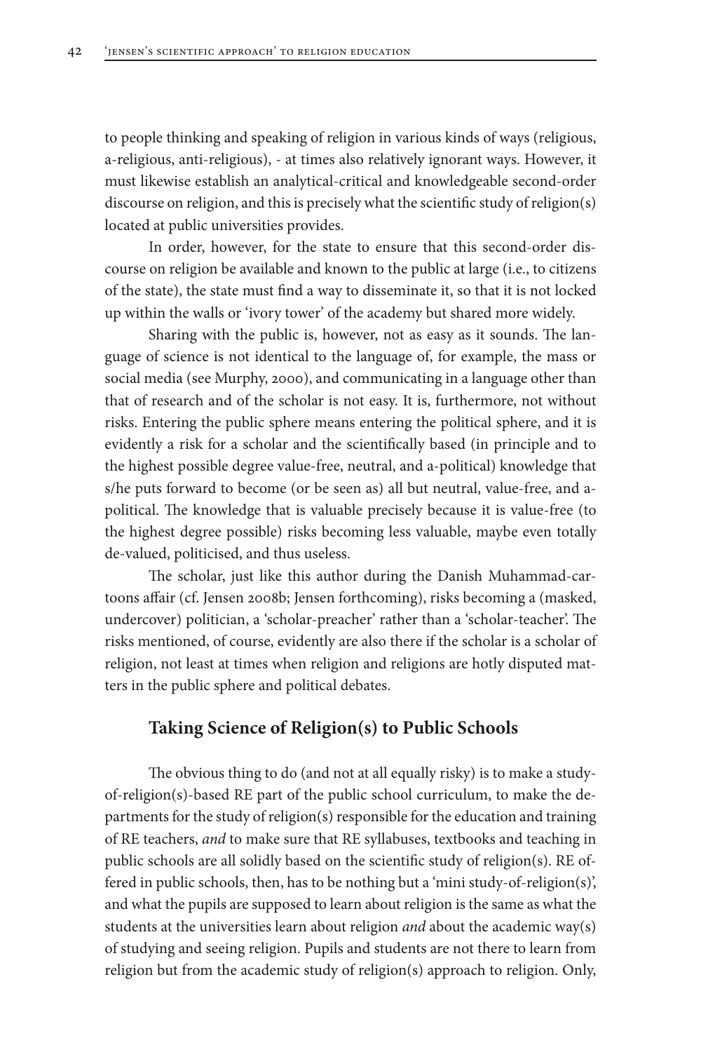to people thinking and speaking of religion in various kinds of ways (religious, a-religious, anti-religious), - at times also relatively ignorant ways. However, it must likewise establish an analytical-critical and knowledgeable second-order discourse on religion, and this is precisely what the scientific study of religion(s) located at public universities provides.

In order, however, for the state to ensure that this second-order discourse on religion be available and known to the public at large (i.e., to citizens of the state), the state must find a way to disseminate it, so that it is not locked up within the walls or 'ivory tower' of the academy but shared more widely.

Sharing with the public is, however, not as easy as it sounds. The language of science is not identical to the language of, for example, the mass or social media (see Murphy, 2000), and communicating in a language other than that of research and of the scholar is not easy. It is, furthermore, not without risks. Entering the public sphere means entering the political sphere, and it is evidently a risk for a scholar and the scientifically based (in principle and to the highest possible degree value-free, neutral, and a-political) knowledge that s/he puts forward to become (or be seen as) all but neutral, value-free, and a-political. The knowledge that is valuable precisely because it is value-free (to the highest degree possible) risks becoming less valuable, maybe even totally de-valued, politicised, and thus useless.

The scholar, just like this author during the Danish Muhammad-cartoons affair (cf. Jensen 2008b; Jensen forthcoming), risks becoming a (masked, undercover) politician, a 'scholar-preacher' rather than a 'scholar-teacher'. The risks mentioned, of course, evidently are also there if the scholar is a scholar of religion, not least at times when religion and religions are hotly disputed matters in the public sphere and political debates.

## Taking Science of Religion(s) to Public Schools

The obvious thing to do (and not at all equally risky) is to make a study-of-religion(s)-based RE part of the public school curriculum, to make the departments for the study of religion(s) responsible for the education and training of RE teachers, *and* to make sure that RE syllabuses, textbooks and teaching in public schools are all solidly based on the scientific study of religion(s). RE offered in public schools, then, has to be nothing but a 'mini study-of-religion(s)', and what the pupils are supposed to learn about religion is the same as what the students at the universities learn about religion *and* about the academic way(s) of studying and seeing religion. Pupils and students are not there to learn from religion but from the academic study of religion(s) approach to religion. Only,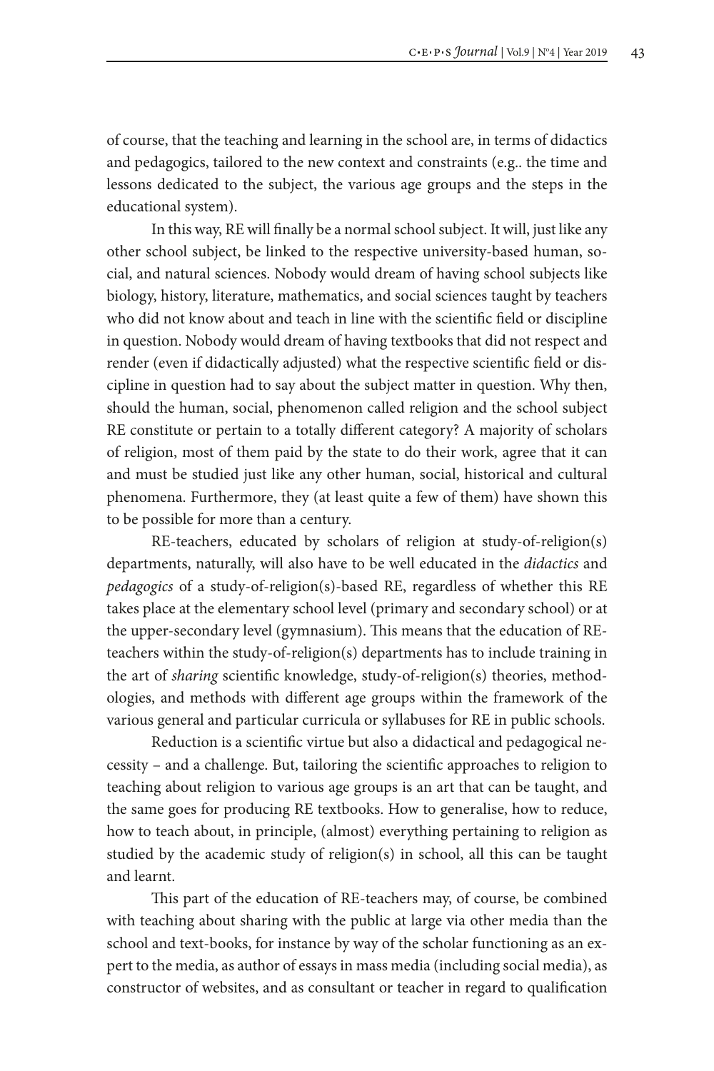of course, that the teaching and learning in the school are, in terms of didactics and pedagogics, tailored to the new context and constraints (e.g.. the time and lessons dedicated to the subject, the various age groups and the steps in the educational system).

In this way, RE will finally be a normal school subject. It will, just like any other school subject, be linked to the respective university-based human, social, and natural sciences. Nobody would dream of having school subjects like biology, history, literature, mathematics, and social sciences taught by teachers who did not know about and teach in line with the scientific field or discipline in question. Nobody would dream of having textbooks that did not respect and render (even if didactically adjusted) what the respective scientific field or discipline in question had to say about the subject matter in question. Why then, should the human, social, phenomenon called religion and the school subject RE constitute or pertain to a totally different category? A majority of scholars of religion, most of them paid by the state to do their work, agree that it can and must be studied just like any other human, social, historical and cultural phenomena. Furthermore, they (at least quite a few of them) have shown this to be possible for more than a century.

RE-teachers, educated by scholars of religion at study-of-religion(s) departments, naturally, will also have to be well educated in the *didactics* and *pedagogics* of a study-of-religion(s)-based RE, regardless of whether this RE takes place at the elementary school level (primary and secondary school) or at the upper-secondary level (gymnasium). This means that the education of RE-teachers within the study-of-religion(s) departments has to include training in the art of *sharing* scientific knowledge, study-of-religion(s) theories, methodologies, and methods with different age groups within the framework of the various general and particular curricula or syllabuses for RE in public schools.

Reduction is a scientific virtue but also a didactical and pedagogical necessity – and a challenge. But, tailoring the scientific approaches to religion to teaching about religion to various age groups is an art that can be taught, and the same goes for producing RE textbooks. How to generalise, how to reduce, how to teach about, in principle, (almost) everything pertaining to religion as studied by the academic study of religion(s) in school, all this can be taught and learnt.

This part of the education of RE-teachers may, of course, be combined with teaching about sharing with the public at large via other media than the school and text-books, for instance by way of the scholar functioning as an expert to the media, as author of essays in mass media (including social media), as constructor of websites, and as consultant or teacher in regard to qualification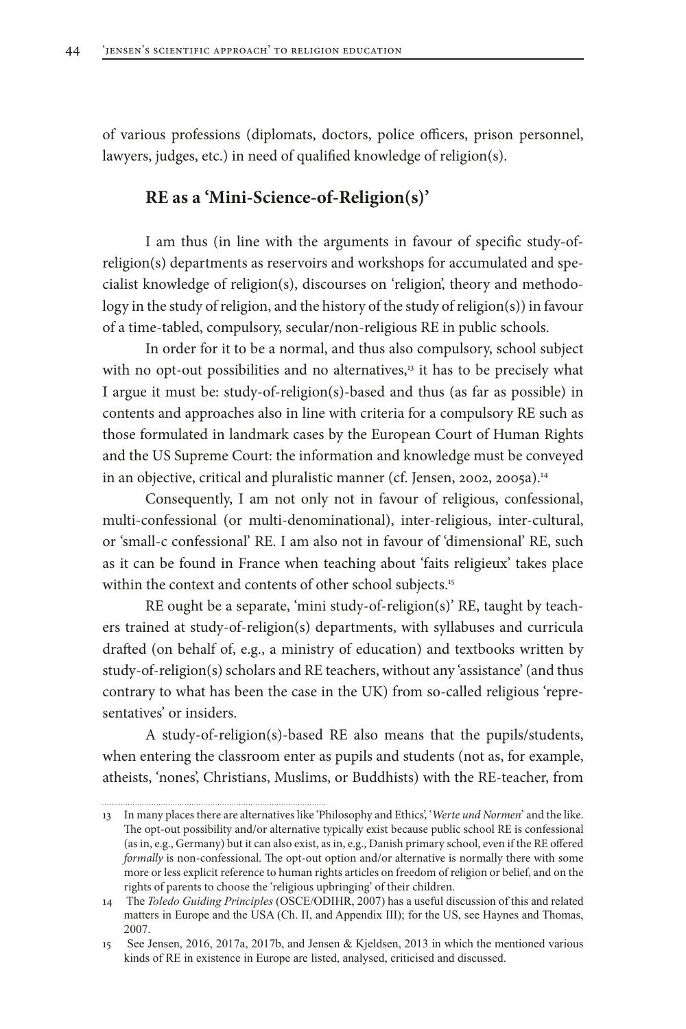of various professions (diplomats, doctors, police officers, prison personnel, lawyers, judges, etc.) in need of qualified knowledge of religion(s).

## RE as a 'Mini-Science-of-Religion(s)'

I am thus (in line with the arguments in favour of specific study-of-religion(s) departments as reservoirs and workshops for accumulated and specialist knowledge of religion(s), discourses on 'religion', theory and methodology in the study of religion, and the history of the study of religion(s)) in favour of a time-tabled, compulsory, secular/non-religious RE in public schools.

In order for it to be a normal, and thus also compulsory, school subject with no opt-out possibilities and no alternatives,[13] it has to be precisely what I argue it must be: study-of-religion(s)-based and thus (as far as possible) in contents and approaches also in line with criteria for a compulsory RE such as those formulated in landmark cases by the European Court of Human Rights and the US Supreme Court: the information and knowledge must be conveyed in an objective, critical and pluralistic manner (cf. Jensen, 2002, 2005a).[14]

Consequently, I am not only not in favour of religious, confessional, multi-confessional (or multi-denominational), inter-religious, inter-cultural, or 'small-c confessional' RE. I am also not in favour of 'dimensional' RE, such as it can be found in France when teaching about 'faits religieux' takes place within the context and contents of other school subjects.[15]

RE ought be a separate, 'mini study-of-religion(s)' RE, taught by teachers trained at study-of-religion(s) departments, with syllabuses and curricula drafted (on behalf of, e.g., a ministry of education) and textbooks written by study-of-religion(s) scholars and RE teachers, without any 'assistance' (and thus contrary to what has been the case in the UK) from so-called religious 'representatives' or insiders.

A study-of-religion(s)-based RE also means that the pupils/students, when entering the classroom enter as pupils and students (not as, for example, atheists, 'nones', Christians, Muslims, or Buddhists) with the RE-teacher, from

---

13 In many places there are alternatives like 'Philosophy and Ethics', '*Werte und Normen*' and the like. The opt-out possibility and/or alternative typically exist because public school RE is confessional (as in, e.g., Germany) but it can also exist, as in, e.g., Danish primary school, even if the RE offered *formally* is non-confessional. The opt-out option and/or alternative is normally there with some more or less explicit reference to human rights articles on freedom of religion or belief, and on the rights of parents to choose the 'religious upbringing' of their children.

14 The *Toledo Guiding Principles* (OSCE/ODIHR, 2007) has a useful discussion of this and related matters in Europe and the USA (Ch. II, and Appendix III); for the US, see Haynes and Thomas, 2007.

15 See Jensen, 2016, 2017a, 2017b, and Jensen & Kjeldsen, 2013 in which the mentioned various kinds of RE in existence in Europe are listed, analysed, criticised and discussed.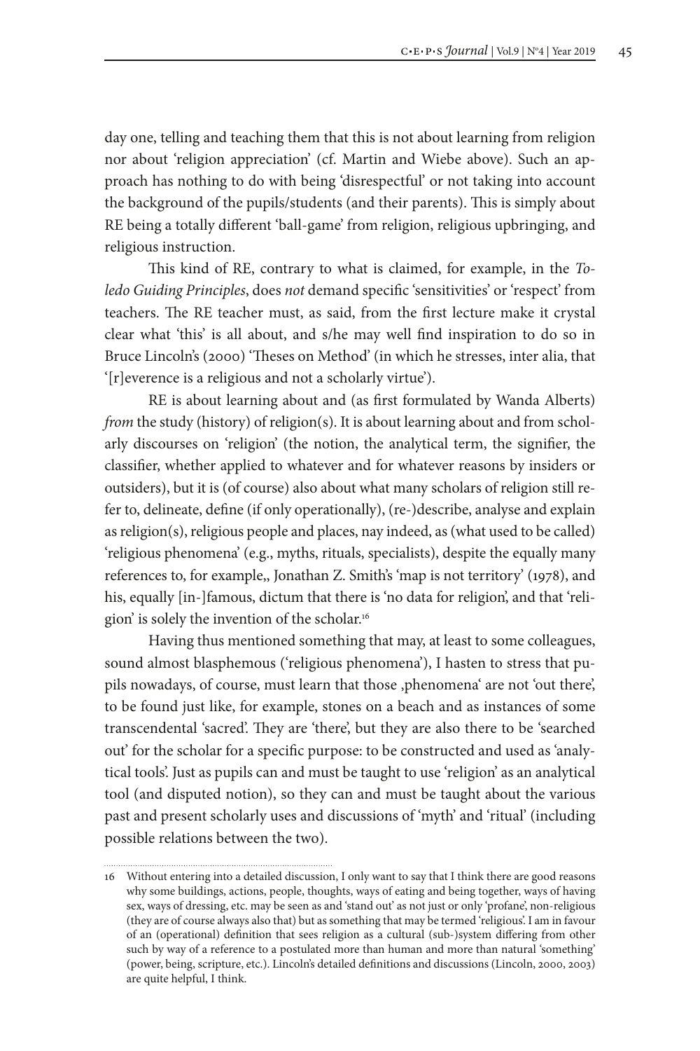day one, telling and teaching them that this is not about learning from religion nor about 'religion appreciation' (cf. Martin and Wiebe above). Such an approach has nothing to do with being 'disrespectful' or not taking into account the background of the pupils/students (and their parents). This is simply about RE being a totally different 'ball-game' from religion, religious upbringing, and religious instruction.

This kind of RE, contrary to what is claimed, for example, in the *Toledo Guiding Principles*, does *not* demand specific 'sensitivities' or 'respect' from teachers. The RE teacher must, as said, from the first lecture make it crystal clear what 'this' is all about, and s/he may well find inspiration to do so in Bruce Lincoln's (2000) 'Theses on Method' (in which he stresses, inter alia, that '[r]everence is a religious and not a scholarly virtue').

RE is about learning about and (as first formulated by Wanda Alberts) *from* the study (history) of religion(s). It is about learning about and from scholarly discourses on 'religion' (the notion, the analytical term, the signifier, the classifier, whether applied to whatever and for whatever reasons by insiders or outsiders), but it is (of course) also about what many scholars of religion still refer to, delineate, define (if only operationally), (re-)describe, analyse and explain as religion(s), religious people and places, nay indeed, as (what used to be called) 'religious phenomena' (e.g., myths, rituals, specialists), despite the equally many references to, for example,, Jonathan Z. Smith's 'map is not territory' (1978), and his, equally [in-]famous, dictum that there is 'no data for religion', and that 'religion' is solely the invention of the scholar.[16]

Having thus mentioned something that may, at least to some colleagues, sound almost blasphemous ('religious phenomena'), I hasten to stress that pupils nowadays, of course, must learn that those ‚phenomena' are not 'out there', to be found just like, for example, stones on a beach and as instances of some transcendental 'sacred'. They are 'there', but they are also there to be 'searched out' for the scholar for a specific purpose: to be constructed and used as 'analytical tools'. Just as pupils can and must be taught to use 'religion' as an analytical tool (and disputed notion), so they can and must be taught about the various past and present scholarly uses and discussions of 'myth' and 'ritual' (including possible relations between the two).

16 Without entering into a detailed discussion, I only want to say that I think there are good reasons why some buildings, actions, people, thoughts, ways of eating and being together, ways of having sex, ways of dressing, etc. may be seen as and 'stand out' as not just or only 'profane', non-religious (they are of course always also that) but as something that may be termed 'religious'. I am in favour of an (operational) definition that sees religion as a cultural (sub-)system differing from other such by way of a reference to a postulated more than human and more than natural 'something' (power, being, scripture, etc.). Lincoln's detailed definitions and discussions (Lincoln, 2000, 2003) are quite helpful, I think.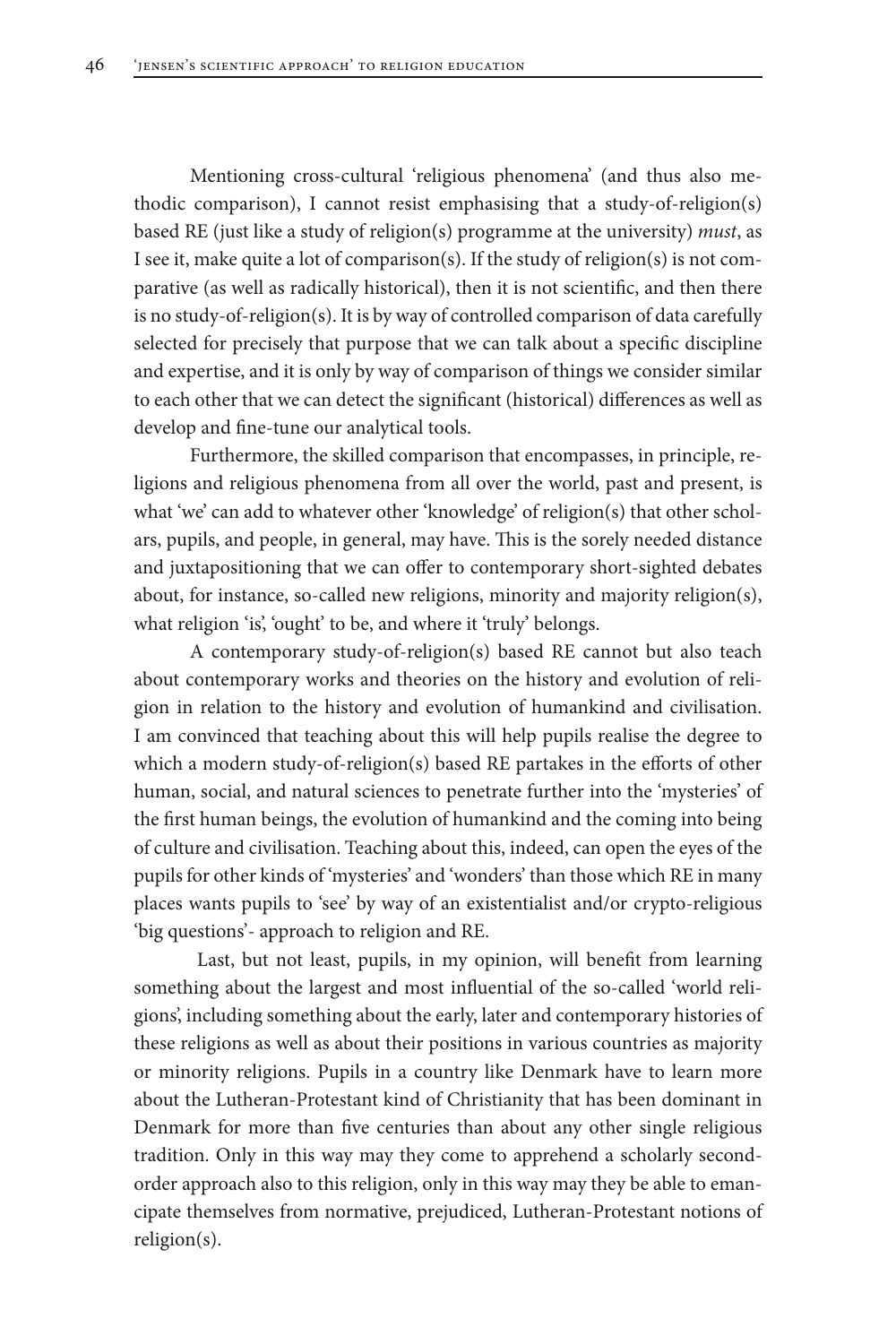Mentioning cross-cultural 'religious phenomena' (and thus also methodic comparison), I cannot resist emphasising that a study-of-religion(s) based RE (just like a study of religion(s) programme at the university) *must*, as I see it, make quite a lot of comparison(s). If the study of religion(s) is not comparative (as well as radically historical), then it is not scientific, and then there is no study-of-religion(s). It is by way of controlled comparison of data carefully selected for precisely that purpose that we can talk about a specific discipline and expertise, and it is only by way of comparison of things we consider similar to each other that we can detect the significant (historical) differences as well as develop and fine-tune our analytical tools.

Furthermore, the skilled comparison that encompasses, in principle, religions and religious phenomena from all over the world, past and present, is what 'we' can add to whatever other 'knowledge' of religion(s) that other scholars, pupils, and people, in general, may have. This is the sorely needed distance and juxtapositioning that we can offer to contemporary short-sighted debates about, for instance, so-called new religions, minority and majority religion(s), what religion 'is', 'ought' to be, and where it 'truly' belongs.

A contemporary study-of-religion(s) based RE cannot but also teach about contemporary works and theories on the history and evolution of religion in relation to the history and evolution of humankind and civilisation. I am convinced that teaching about this will help pupils realise the degree to which a modern study-of-religion(s) based RE partakes in the efforts of other human, social, and natural sciences to penetrate further into the 'mysteries' of the first human beings, the evolution of humankind and the coming into being of culture and civilisation. Teaching about this, indeed, can open the eyes of the pupils for other kinds of 'mysteries' and 'wonders' than those which RE in many places wants pupils to 'see' by way of an existentialist and/or crypto-religious 'big questions'- approach to religion and RE.

Last, but not least, pupils, in my opinion, will benefit from learning something about the largest and most influential of the so-called 'world religions', including something about the early, later and contemporary histories of these religions as well as about their positions in various countries as majority or minority religions. Pupils in a country like Denmark have to learn more about the Lutheran-Protestant kind of Christianity that has been dominant in Denmark for more than five centuries than about any other single religious tradition. Only in this way may they come to apprehend a scholarly second-order approach also to this religion, only in this way may they be able to emancipate themselves from normative, prejudiced, Lutheran-Protestant notions of religion(s).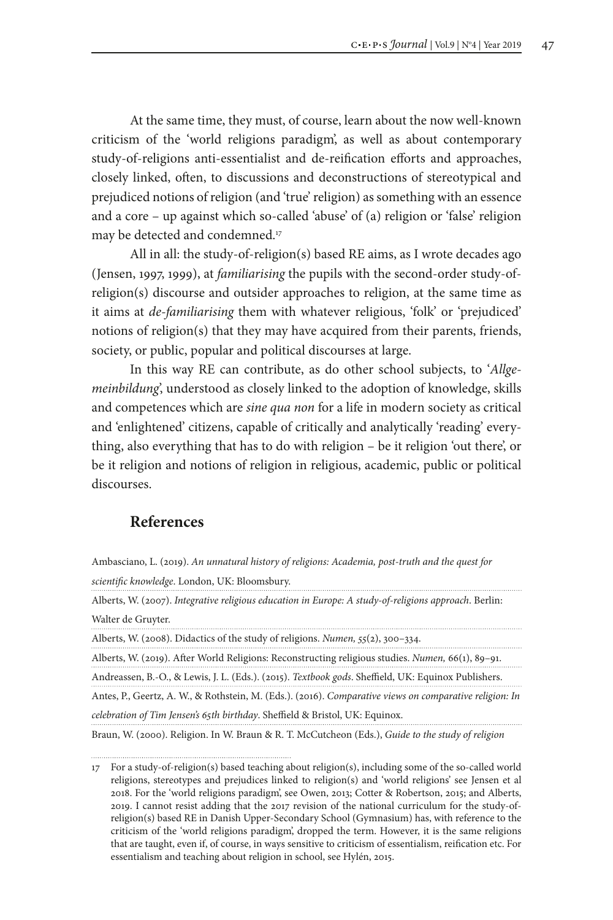At the same time, they must, of course, learn about the now well-known criticism of the 'world religions paradigm', as well as about contemporary study-of-religions anti-essentialist and de-reification efforts and approaches, closely linked, often, to discussions and deconstructions of stereotypical and prejudiced notions of religion (and 'true' religion) as something with an essence and a core – up against which so-called 'abuse' of (a) religion or 'false' religion may be detected and condemned.[17]

All in all: the study-of-religion(s) based RE aims, as I wrote decades ago (Jensen, 1997, 1999), at *familiarising* the pupils with the second-order study-of-religion(s) discourse and outsider approaches to religion, at the same time as it aims at *de-familiarising* them with whatever religious, 'folk' or 'prejudiced' notions of religion(s) that they may have acquired from their parents, friends, society, or public, popular and political discourses at large.

In this way RE can contribute, as do other school subjects, to '*Allgemeinbildung*', understood as closely linked to the adoption of knowledge, skills and competences which are *sine qua non* for a life in modern society as critical and 'enlightened' citizens, capable of critically and analytically 'reading' everything, also everything that has to do with religion – be it religion 'out there', or be it religion and notions of religion in religious, academic, public or political discourses.

## References

Ambasciano, L. (2019). *An unnatural history of religions: Academia, post-truth and the quest for scientific knowledge*. London, UK: Bloomsbury.

Alberts, W. (2007). *Integrative religious education in Europe: A study-of-religions approach*. Berlin: Walter de Gruyter.

Alberts, W. (2008). Didactics of the study of religions. *Numen, 55*(2), 300–334.

Alberts, W. (2019). After World Religions: Reconstructing religious studies. *Numen, 66*(1), 89–91.

Andreassen, B.-O., & Lewis, J. L. (Eds.). (2015). *Textbook gods*. Sheffield, UK: Equinox Publishers.

Antes, P., Geertz, A. W., & Rothstein, M. (Eds.). (2016). *Comparative views on comparative religion: In celebration of Tim Jensen's 65th birthday*. Sheffield & Bristol, UK: Equinox.

Braun, W. (2000). Religion. In W. Braun & R. T. McCutcheon (Eds.), *Guide to the study of religion*

17 For a study-of-religion(s) based teaching about religion(s), including some of the so-called world religions, stereotypes and prejudices linked to religion(s) and 'world religions' see Jensen et al 2018. For the 'world religions paradigm', see Owen, 2013; Cotter & Robertson, 2015; and Alberts, 2019. I cannot resist adding that the 2017 revision of the national curriculum for the study-of-religion(s) based RE in Danish Upper-Secondary School (Gymnasium) has, with reference to the criticism of the 'world religions paradigm', dropped the term. However, it is the same religions that are taught, even if, of course, in ways sensitive to criticism of essentialism, reification etc. For essentialism and teaching about religion in school, see Hylén, 2015.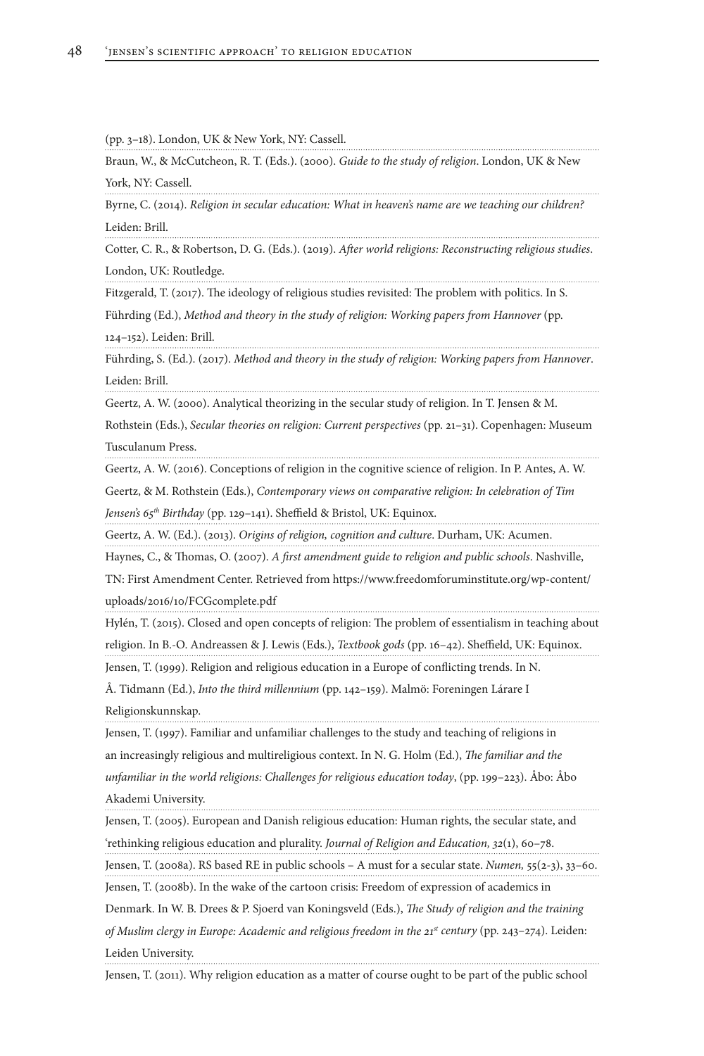(pp. 3–18). London, UK & New York, NY: Cassell.

Braun, W., & McCutcheon, R. T. (Eds.). (2000). *Guide to the study of religion*. London, UK & New York, NY: Cassell.

Byrne, C. (2014). *Religion in secular education: What in heaven's name are we teaching our children?* Leiden: Brill.

Cotter, C. R., & Robertson, D. G. (Eds.). (2019). *After world religions: Reconstructing religious studies*. London, UK: Routledge.

Fitzgerald, T. (2017). The ideology of religious studies revisited: The problem with politics. In S. Führding (Ed.), *Method and theory in the study of religion: Working papers from Hannover* (pp. 124–152). Leiden: Brill.

Führding, S. (Ed.). (2017). *Method and theory in the study of religion: Working papers from Hannover*. Leiden: Brill.

Geertz, A. W. (2000). Analytical theorizing in the secular study of religion. In T. Jensen & M. Rothstein (Eds.), *Secular theories on religion: Current perspectives* (pp. 21–31). Copenhagen: Museum Tusculanum Press.

Geertz, A. W. (2016). Conceptions of religion in the cognitive science of religion. In P. Antes, A. W. Geertz, & M. Rothstein (Eds.), *Contemporary views on comparative religion: In celebration of Tim Jensen's 65th Birthday* (pp. 129–141). Sheffield & Bristol, UK: Equinox.

Geertz, A. W. (Ed.). (2013). *Origins of religion, cognition and culture*. Durham, UK: Acumen.

Haynes, C., & Thomas, O. (2007). *A first amendment guide to religion and public schools*. Nashville, TN: First Amendment Center. Retrieved from https://www.freedomforuminstitute.org/wp-content/uploads/2016/10/FCGcomplete.pdf

Hylén, T. (2015). Closed and open concepts of religion: The problem of essentialism in teaching about religion. In B.-O. Andreassen & J. Lewis (Eds.), *Textbook gods* (pp. 16–42). Sheffield, UK: Equinox.

Jensen, T. (1999). Religion and religious education in a Europe of conflicting trends. In N. Å. Tidmann (Ed.), *Into the third millennium* (pp. 142–159). Malmö: Foreningen Lárare I Religionskunnskap.

Jensen, T. (1997). Familiar and unfamiliar challenges to the study and teaching of religions in an increasingly religious and multireligious context. In N. G. Holm (Ed.), *The familiar and the unfamiliar in the world religions: Challenges for religious education today*, (pp. 199–223). Åbo: Åbo Akademi University.

Jensen, T. (2005). European and Danish religious education: Human rights, the secular state, and 'rethinking religious education and plurality. *Journal of Religion and Education, 32*(1), 60–78.

Jensen, T. (2008a). RS based RE in public schools – A must for a secular state. *Numen,* 55(2-3), 33–60.

Jensen, T. (2008b). In the wake of the cartoon crisis: Freedom of expression of academics in Denmark. In W. B. Drees & P. Sjoerd van Koningsveld (Eds.), *The Study of religion and the training of Muslim clergy in Europe: Academic and religious freedom in the 21st century* (pp. 243–274). Leiden: Leiden University.

Jensen, T. (2011). Why religion education as a matter of course ought to be part of the public school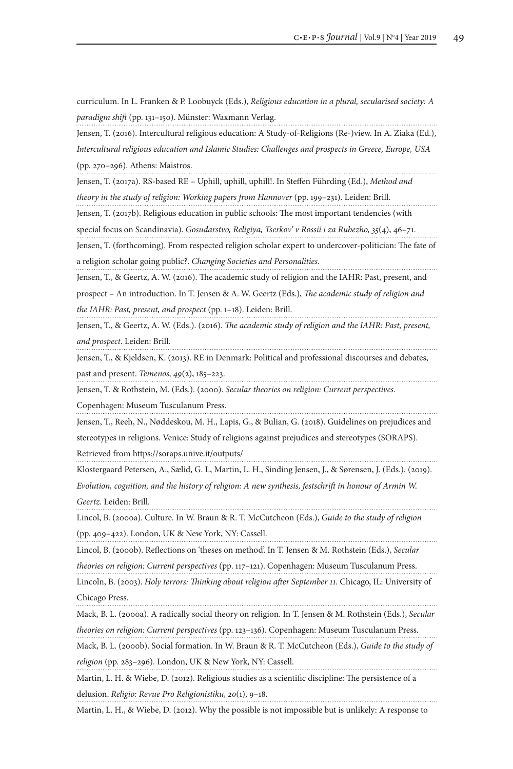curriculum. In L. Franken & P. Loobuyck (Eds.), *Religious education in a plural, secularised society: A paradigm shift* (pp. 131–150). Münster: Waxmann Verlag.

Jensen, T. (2016). Intercultural religious education: A Study-of-Religions (Re-)view. In A. Ziaka (Ed.), *Intercultural religious education and Islamic Studies: Challenges and prospects in Greece, Europe, USA* (pp. 270–296). Athens: Maistros.

Jensen, T. (2017a). RS-based RE – Uphill, uphill, uphill!. In Steffen Führding (Ed.), *Method and theory in the study of religion: Working papers from Hannover* (pp. 199–231). Leiden: Brill.

Jensen, T. (2017b). Religious education in public schools: The most important tendencies (with special focus on Scandinavia). *Gosudarstvo, Religiya, Tserkov' v Rossii i za Rubezho, 35*(4), 46–71.

Jensen, T. (forthcoming). From respected religion scholar expert to undercover-politician: The fate of a religion scholar going public?. *Changing Societies and Personalities*.

Jensen, T., & Geertz, A. W. (2016). The academic study of religion and the IAHR: Past, present, and prospect – An introduction. In T. Jensen & A. W. Geertz (Eds.), *The academic study of religion and the IAHR: Past, present, and prospect* (pp. 1–18). Leiden: Brill.

Jensen, T., & Geertz, A. W. (Eds.). (2016). *The academic study of religion and the IAHR: Past, present, and prospect*. Leiden: Brill.

Jensen, T., & Kjeldsen, K. (2013). RE in Denmark: Political and professional discourses and debates, past and present. *Temenos, 49*(2), 185–223.

Jensen, T. & Rothstein, M. (Eds.). (2000). *Secular theories on religion: Current perspectives*. Copenhagen: Museum Tusculanum Press.

Jensen, T., Reeh, N., Nøddeskou, M. H., Lapis, G., & Bulian, G. (2018). Guidelines on prejudices and stereotypes in religions. Venice: Study of religions against prejudices and stereotypes (SORAPS). Retrieved from https://soraps.unive.it/outputs/

Klostergaard Petersen, A., Sælid, G. I., Martin, L. H., Sinding Jensen, J., & Sørensen, J. (Eds.). (2019). *Evolution, cognition, and the history of religion: A new synthesis, festschrift in honour of Armin W. Geertz*. Leiden: Brill.

Lincol, B. (2000a). Culture. In W. Braun & R. T. McCutcheon (Eds.), *Guide to the study of religion* (pp. 409–422). London, UK & New York, NY: Cassell.

Lincol, B. (2000b). Reflections on 'theses on method'. In T. Jensen & M. Rothstein (Eds.), *Secular theories on religion: Current perspectives* (pp. 117–121). Copenhagen: Museum Tusculanum Press.

Lincoln, B. (2003). *Holy terrors: Thinking about religion after September 11.* Chicago, IL: University of Chicago Press.

Mack, B. L. (2000a). A radically social theory on religion. In T. Jensen & M. Rothstein (Eds.), *Secular theories on religion: Current perspectives* (pp. 123–136). Copenhagen: Museum Tusculanum Press.

Mack, B. L. (2000b). Social formation. In W. Braun & R. T. McCutcheon (Eds.), *Guide to the study of religion* (pp. 283–296). London, UK & New York, NY: Cassell.

Martin, L. H. & Wiebe, D. (2012). Religious studies as a scientific discipline: The persistence of a delusion. *Religio: Revue Pro Religionistiku, 20*(1), 9–18.

Martin, L. H., & Wiebe, D. (2012). Why the possible is not impossible but is unlikely: A response to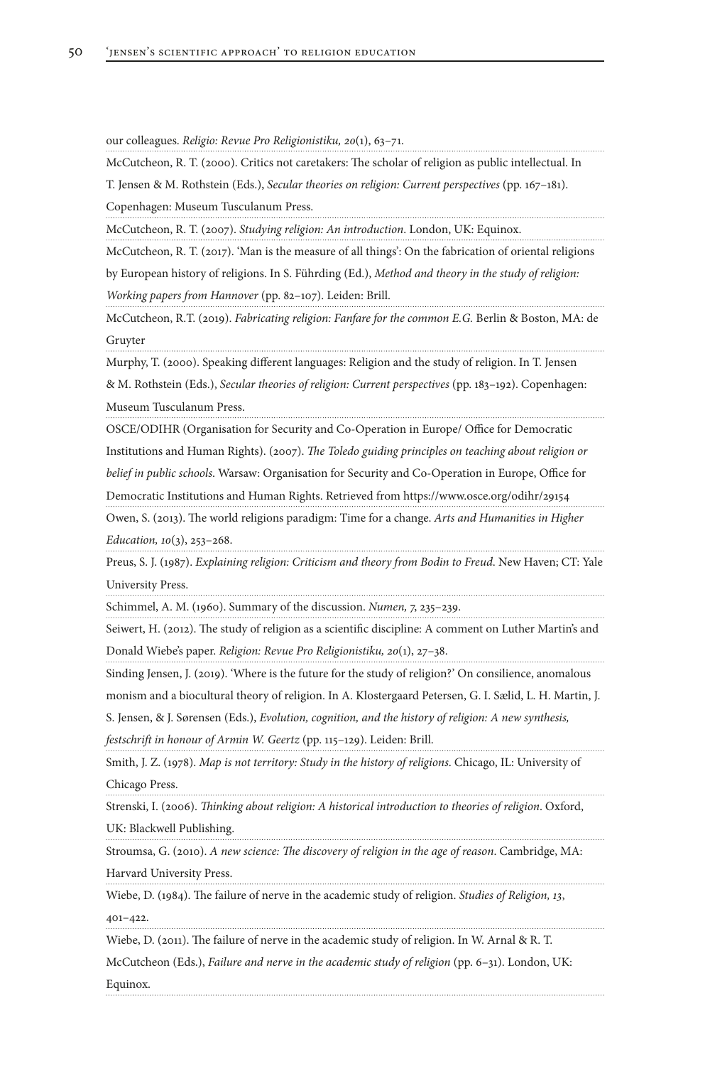our colleagues. *Religio: Revue Pro Religionistiku, 20*(1), 63–71.

McCutcheon, R. T. (2000). Critics not caretakers: The scholar of religion as public intellectual. In T. Jensen & M. Rothstein (Eds.), *Secular theories on religion: Current perspectives* (pp. 167–181). Copenhagen: Museum Tusculanum Press.

McCutcheon, R. T. (2007). *Studying religion: An introduction*. London, UK: Equinox.

McCutcheon, R. T. (2017). 'Man is the measure of all things': On the fabrication of oriental religions by European history of religions. In S. Führding (Ed.), *Method and theory in the study of religion: Working papers from Hannover* (pp. 82–107). Leiden: Brill.

McCutcheon, R.T. (2019). *Fabricating religion: Fanfare for the common E.G.* Berlin & Boston, MA: de Gruyter

Murphy, T. (2000). Speaking different languages: Religion and the study of religion. In T. Jensen & M. Rothstein (Eds.), *Secular theories of religion: Current perspectives* (pp. 183–192). Copenhagen: Museum Tusculanum Press.

OSCE/ODIHR (Organisation for Security and Co-Operation in Europe/ Office for Democratic Institutions and Human Rights). (2007). *The Toledo guiding principles on teaching about religion or belief in public schools*. Warsaw: Organisation for Security and Co-Operation in Europe, Office for Democratic Institutions and Human Rights. Retrieved from https://www.osce.org/odihr/29154

Owen, S. (2013). The world religions paradigm: Time for a change. *Arts and Humanities in Higher Education, 10*(3), 253–268.

Preus, S. J. (1987). *Explaining religion: Criticism and theory from Bodin to Freud*. New Haven; CT: Yale University Press.

Schimmel, A. M. (1960). Summary of the discussion. *Numen, 7*, 235–239.

Seiwert, H. (2012). The study of religion as a scientific discipline: A comment on Luther Martin's and Donald Wiebe's paper. *Religion: Revue Pro Religionistiku, 20*(1), 27–38.

Sinding Jensen, J. (2019). 'Where is the future for the study of religion?' On consilience, anomalous monism and a biocultural theory of religion. In A. Klostergaard Petersen, G. I. Sælid, L. H. Martin, J. S. Jensen, & J. Sørensen (Eds.), *Evolution, cognition, and the history of religion: A new synthesis, festschrift in honour of Armin W. Geertz* (pp. 115–129). Leiden: Brill.

Smith, J. Z. (1978). *Map is not territory: Study in the history of religions*. Chicago, IL: University of Chicago Press.

Strenski, I. (2006). *Thinking about religion: A historical introduction to theories of religion*. Oxford, UK: Blackwell Publishing.

Stroumsa, G. (2010). *A new science: The discovery of religion in the age of reason*. Cambridge, MA: Harvard University Press.

Wiebe, D. (1984). The failure of nerve in the academic study of religion. *Studies of Religion, 13*, 401–422.

Wiebe, D. (2011). The failure of nerve in the academic study of religion. In W. Arnal & R. T. McCutcheon (Eds.), *Failure and nerve in the academic study of religion* (pp. 6–31). London, UK: Equinox.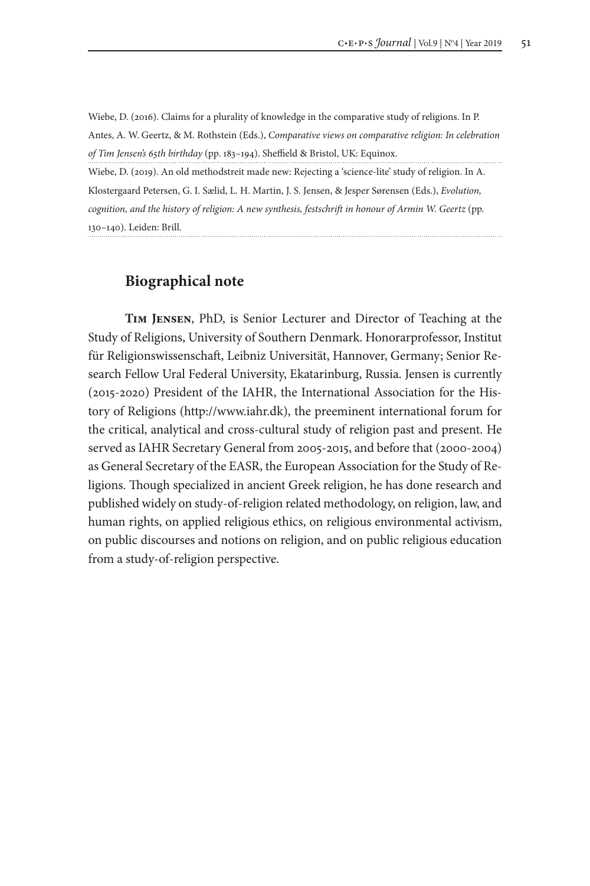Wiebe, D. (2016). Claims for a plurality of knowledge in the comparative study of religions. In P. Antes, A. W. Geertz, & M. Rothstein (Eds.), *Comparative views on comparative religion: In celebration of Tim Jensen's 65th birthday* (pp. 183–194). Sheffield & Bristol, UK: Equinox.

Wiebe, D. (2019). An old methodstreit made new: Rejecting a 'science-lite' study of religion. In A. Klostergaard Petersen, G. I. Sælid, L. H. Martin, J. S. Jensen, & Jesper Sørensen (Eds.), *Evolution, cognition, and the history of religion: A new synthesis, festschrift in honour of Armin W. Geertz* (pp. 130–140). Leiden: Brill.

## Biographical note

**Tim Jensen**, PhD, is Senior Lecturer and Director of Teaching at the Study of Religions, University of Southern Denmark. Honorarprofessor, Institut für Religionswissenschaft, Leibniz Universität, Hannover, Germany; Senior Research Fellow Ural Federal University, Ekatarinburg, Russia. Jensen is currently (2015-2020) President of the IAHR, the International Association for the History of Religions (http://www.iahr.dk), the preeminent international forum for the critical, analytical and cross-cultural study of religion past and present. He served as IAHR Secretary General from 2005-2015, and before that (2000-2004) as General Secretary of the EASR, the European Association for the Study of Religions. Though specialized in ancient Greek religion, he has done research and published widely on study-of-religion related methodology, on religion, law, and human rights, on applied religious ethics, on religious environmental activism, on public discourses and notions on religion, and on public religious education from a study-of-religion perspective.